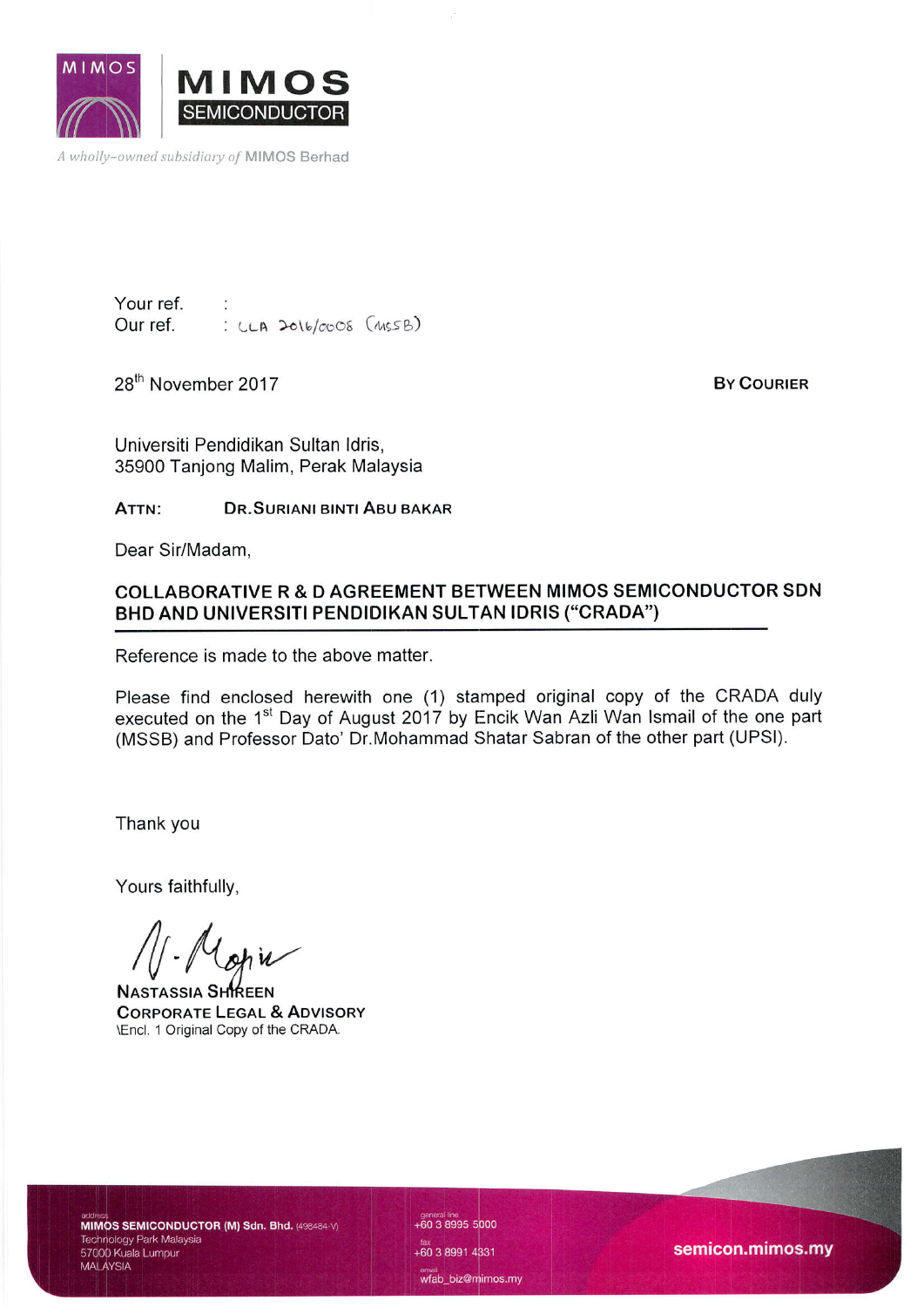MIMOS SEMICONDUCTOR

*A wholly-owned subsidiary of* MIMOS Berhad

Your ref. :
Our ref. : CLA 2016/0008 (MSSB)

28th November 2017

**BY COURIER**

Universiti Pendidikan Sultan Idris,
35900 Tanjong Malim, Perak Malaysia

**ATTN: DR.SURIANI BINTI ABU BAKAR**

Dear Sir/Madam,

**COLLABORATIVE R & D AGREEMENT BETWEEN MIMOS SEMICONDUCTOR SDN BHD AND UNIVERSITI PENDIDIKAN SULTAN IDRIS ("CRADA")**

Reference is made to the above matter.

Please find enclosed herewith one (1) stamped original copy of the CRADA duly executed on the 1st Day of August 2017 by Encik Wan Azli Wan Ismail of the one part (MSSB) and Professor Dato' Dr.Mohammad Shatar Sabran of the other part (UPSI).

Thank you

Yours faithfully,

NASTASSIA SHIREEN
CORPORATE LEGAL & ADVISORY
\Encl. 1 Original Copy of the CRADA.

address
**MIMOS SEMICONDUCTOR (M) Sdn. Bhd.** (498484-V)
Technology Park Malaysia
57000 Kuala Lumpur
MALAYSIA

general line
+60 3 8995 5000

fax
+60 3 8991 4331

email
wfab_biz@mimos.my

semicon.mimos.my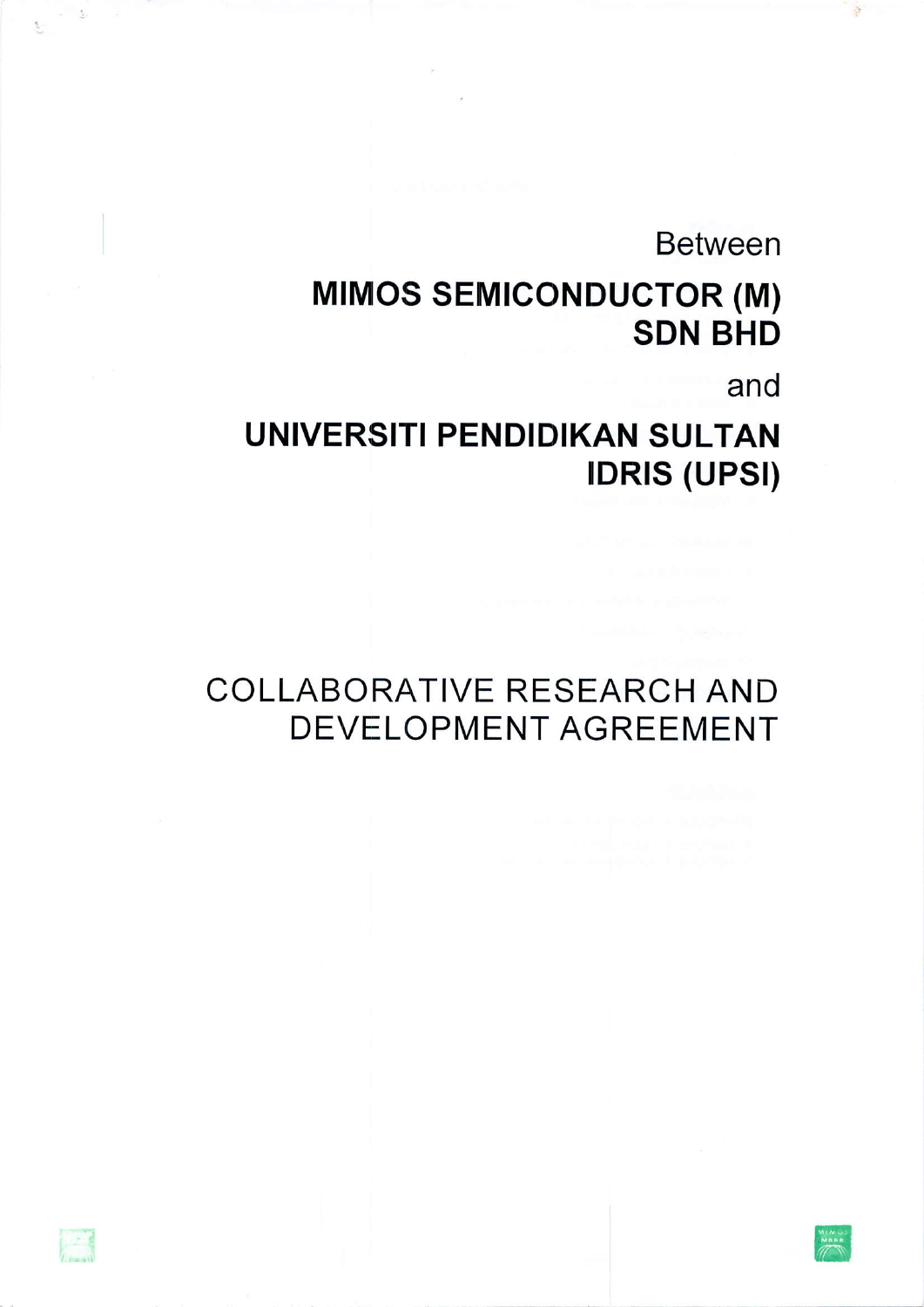Between

**MIMOS SEMICONDUCTOR (M) SDN BHD**

and

**UNIVERSITI PENDIDIKAN SULTAN IDRIS (UPSI)**

# COLLABORATIVE RESEARCH AND DEVELOPMENT AGREEMENT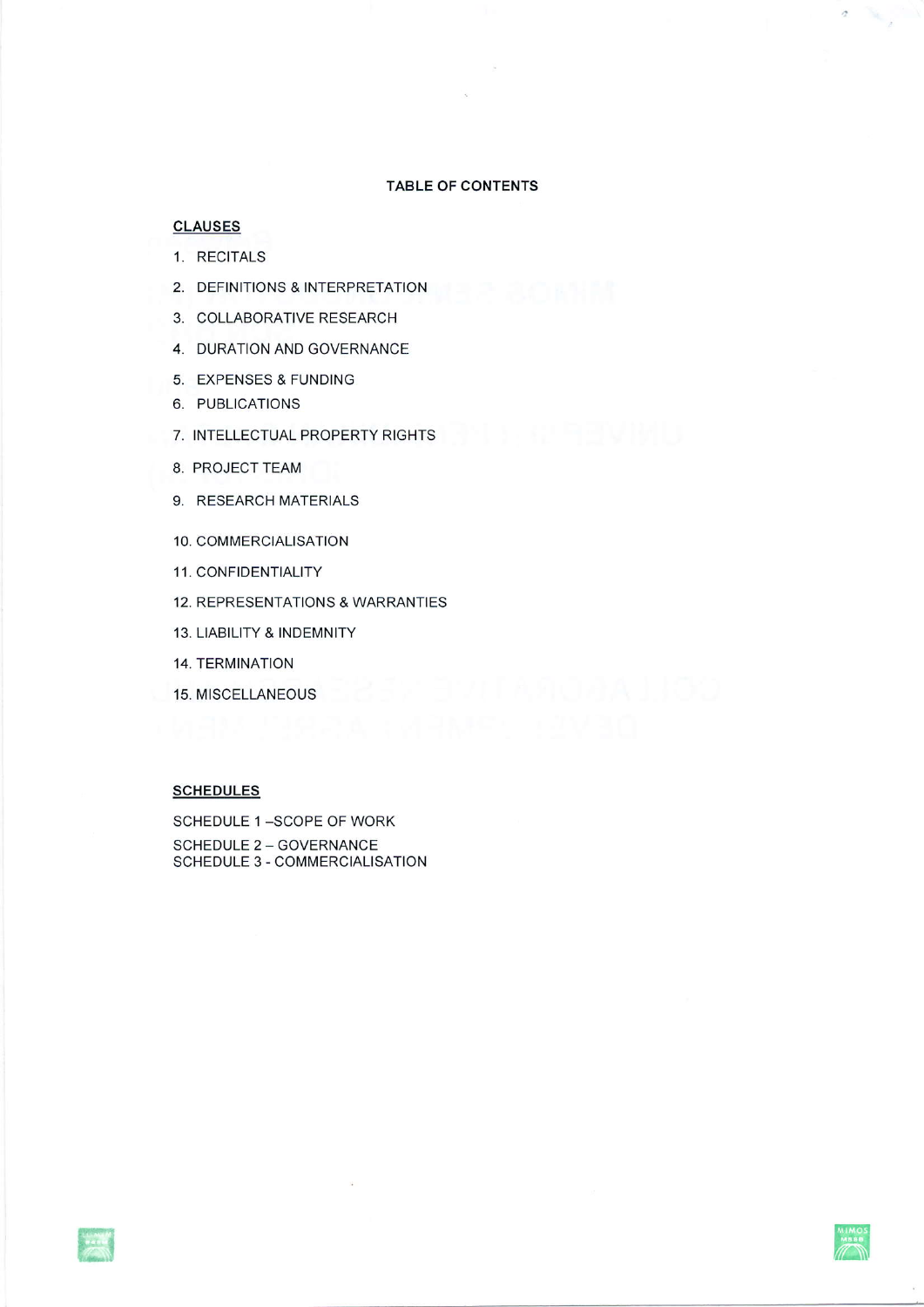## TABLE OF CONTENTS

**CLAUSES**

1. RECITALS
2. DEFINITIONS & INTERPRETATION
3. COLLABORATIVE RESEARCH
4. DURATION AND GOVERNANCE
5. EXPENSES & FUNDING
6. PUBLICATIONS
7. INTELLECTUAL PROPERTY RIGHTS
8. PROJECT TEAM
9. RESEARCH MATERIALS
10. COMMERCIALISATION
11. CONFIDENTIALITY
12. REPRESENTATIONS & WARRANTIES
13. LIABILITY & INDEMNITY
14. TERMINATION
15. MISCELLANEOUS

**SCHEDULES**

SCHEDULE 1 –SCOPE OF WORK

SCHEDULE 2 – GOVERNANCE

SCHEDULE 3 - COMMERCIALISATION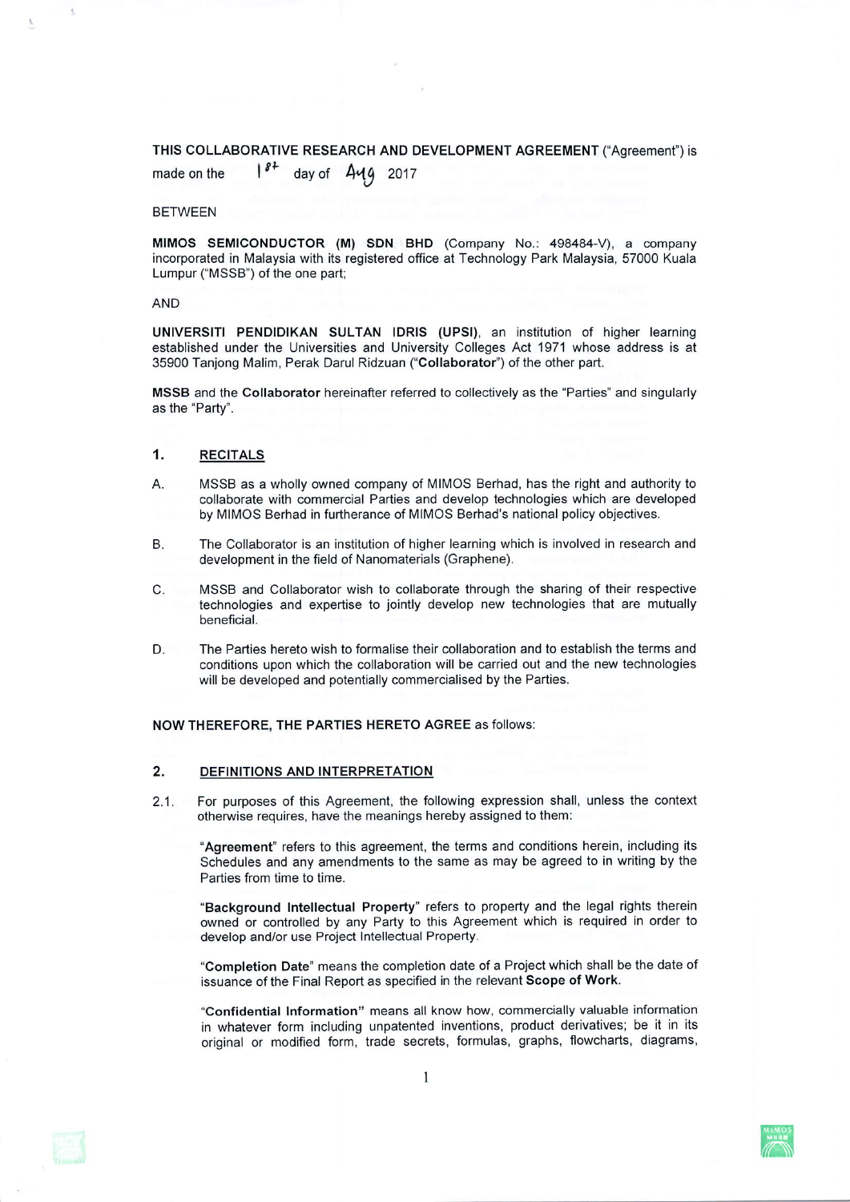**THIS COLLABORATIVE RESEARCH AND DEVELOPMENT AGREEMENT** ("Agreement") is made on the 1st day of Aug 2017

BETWEEN

**MIMOS SEMICONDUCTOR (M) SDN BHD** (Company No.: 498484-V), a company incorporated in Malaysia with its registered office at Technology Park Malaysia, 57000 Kuala Lumpur ("MSSB") of the one part;

AND

**UNIVERSITI PENDIDIKAN SULTAN IDRIS (UPSI)**, an institution of higher learning established under the Universities and University Colleges Act 1971 whose address is at 35900 Tanjong Malim, Perak Darul Ridzuan ("**Collaborator**") of the other part.

**MSSB** and the **Collaborator** hereinafter referred to collectively as the "Parties" and singularly as the "Party".

## 1. RECITALS

A. MSSB as a wholly owned company of MIMOS Berhad, has the right and authority to collaborate with commercial Parties and develop technologies which are developed by MIMOS Berhad in furtherance of MIMOS Berhad's national policy objectives.

B. The Collaborator is an institution of higher learning which is involved in research and development in the field of Nanomaterials (Graphene).

C. MSSB and Collaborator wish to collaborate through the sharing of their respective technologies and expertise to jointly develop new technologies that are mutually beneficial.

D. The Parties hereto wish to formalise their collaboration and to establish the terms and conditions upon which the collaboration will be carried out and the new technologies will be developed and potentially commercialised by the Parties.

**NOW THEREFORE, THE PARTIES HERETO AGREE** as follows:

## 2. DEFINITIONS AND INTERPRETATION

2.1. For purposes of this Agreement, the following expression shall, unless the context otherwise requires, have the meanings hereby assigned to them:

"**Agreement**" refers to this agreement, the terms and conditions herein, including its Schedules and any amendments to the same as may be agreed to in writing by the Parties from time to time.

"**Background Intellectual Property**" refers to property and the legal rights therein owned or controlled by any Party to this Agreement which is required in order to develop and/or use Project Intellectual Property.

"**Completion Date**" means the completion date of a Project which shall be the date of issuance of the Final Report as specified in the relevant **Scope of Work**.

"**Confidential Information**" means all know how, commercially valuable information in whatever form including unpatented inventions, product derivatives; be it in its original or modified form, trade secrets, formulas, graphs, flowcharts, diagrams,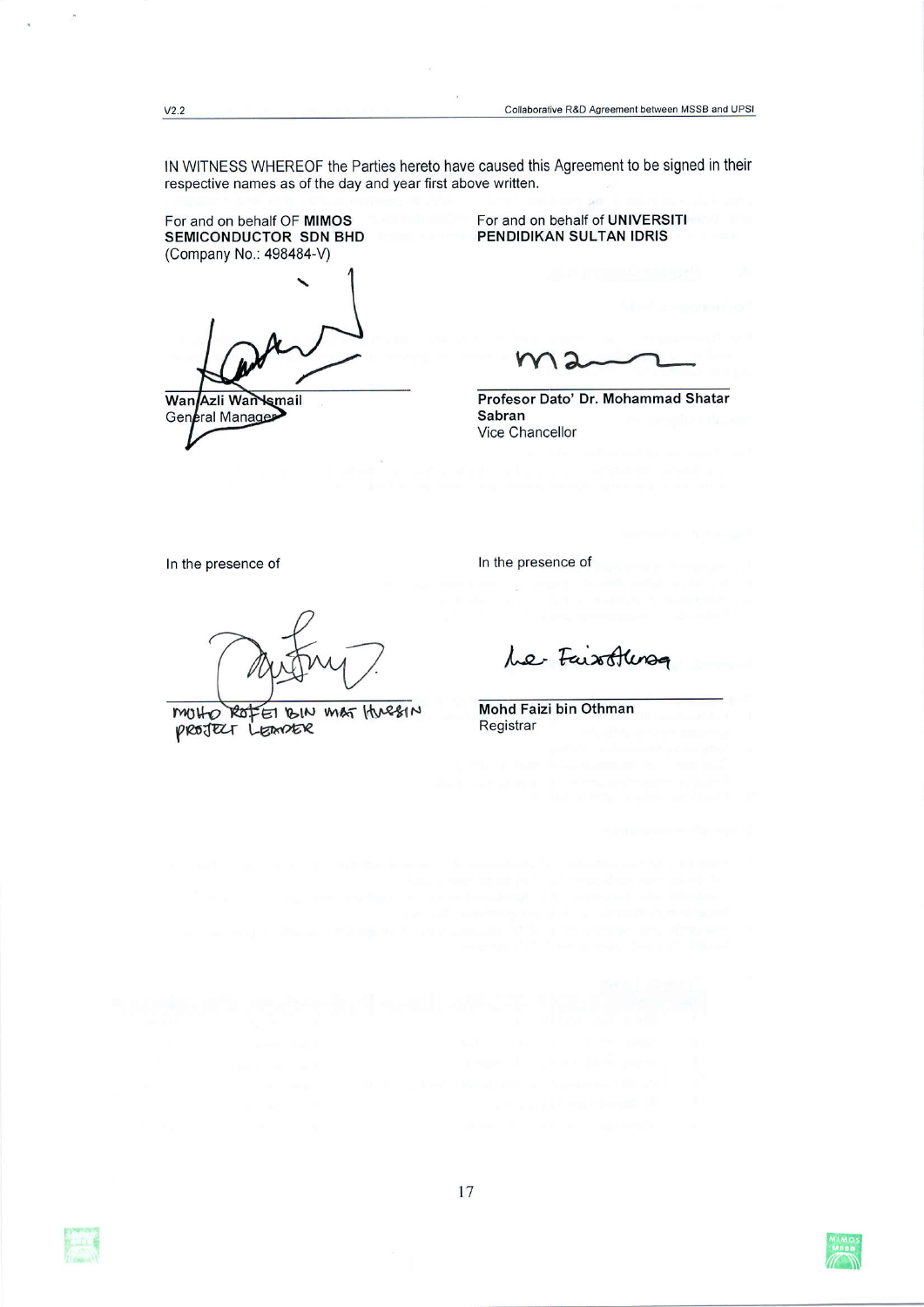IN WITNESS WHEREOF the Parties hereto have caused this Agreement to be signed in their respective names as of the day and year first above written.

For and on behalf OF **MIMOS SEMICONDUCTOR SDN BHD**
(Company No.: 498484-V)

Wan Azli Wan Ismail
General Manager

For and on behalf of **UNIVERSITI PENDIDIKAN SULTAN IDRIS**

**Profesor Dato' Dr. Mohammad Shatar Sabran**
Vice Chancellor

In the presence of

MOHD ROFEI BIN MAT HUSSIN
PROJECT LEADER

In the presence of

**Mohd Faizi bin Othman**
Registrar